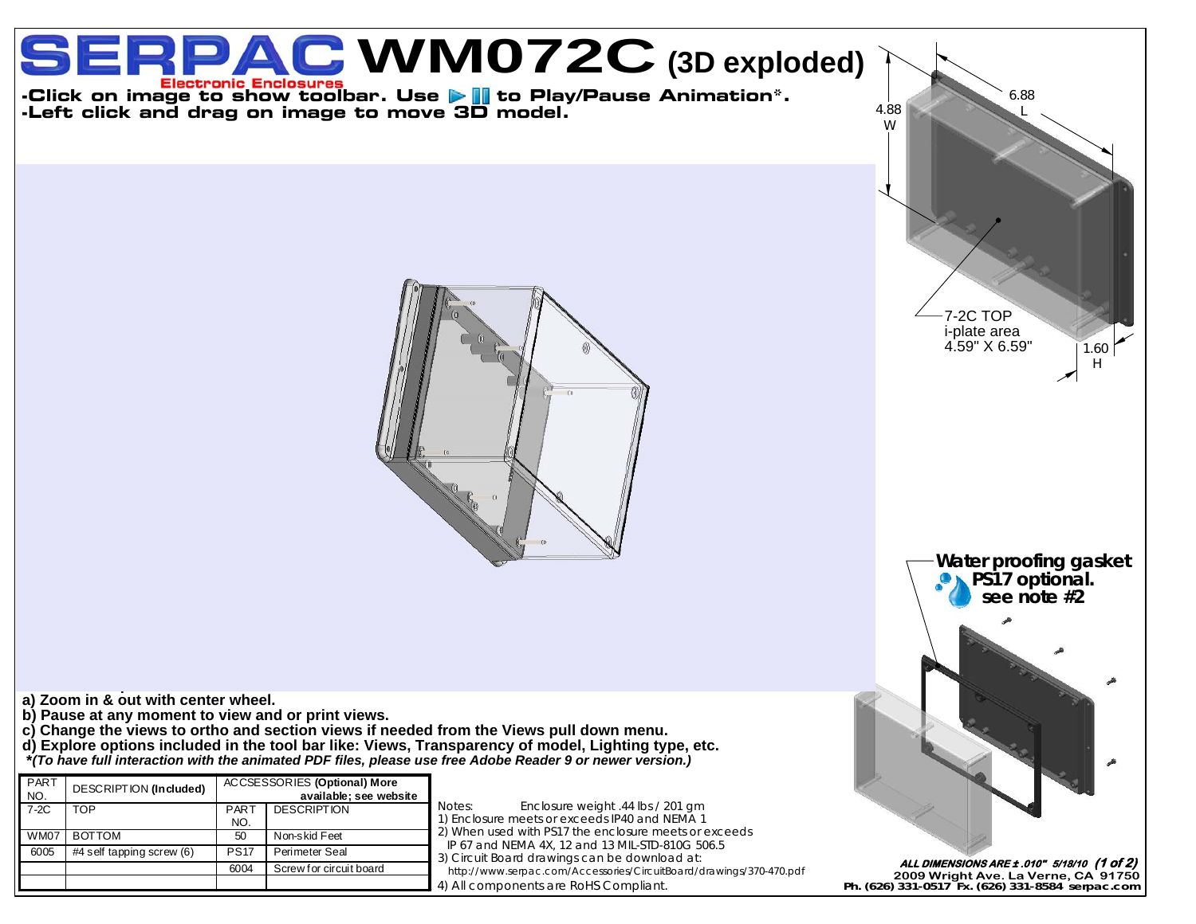# SERPAC WM072C (3D exploded)

Electronic Enclosures

**-Click on image to show toolbar. Use ▶ ‖ to Play/Pause Animation\*.**
**-Left click and drag on image to move 3D model.**

4.88 W

6.88 L

1.60 H

7-2C TOP
i-plate area
4.59" X 6.59"

**Water proofing gasket PS17 optional. see note #2**

**a) Zoom in & out with center wheel.**
**b) Pause at any moment to view and or print views.**
**c) Change the views to ortho and section views if needed from the Views pull down menu.**
**d) Explore options included in the tool bar like: Views, Transparency of model, Lighting type, etc.**
***(To have full interaction with the animated PDF files, please use free Adobe Reader 9 or newer version.)***

| PART NO. | DESCRIPTION **(Included)** | ACCSESSORIES **(Optional) More available; see website** | |
|---|---|---|---|
| 7-2C | TOP | PART NO. | DESCRIPTION |
| WM07 | BOTTOM | 50 | Non-skid Feet |
| 6005 | #4 self tapping screw (6) | PS17 | Perimeter Seal |
| | | 6004 | Screw for circuit board |
| | | | |

Notes: Enclosure weight .44 lbs / 201 gm
1) Enclosure meets or exceeds IP40 and NEMA 1
2) When used with PS17 the enclosure meets or exceeds IP 67 and NEMA 4X, 12 and 13 MIL-STD-810G 506.5
3) Circuit Board drawings can be downloaded at:
http://www.serpac.com/Accessories/CircuitBoard/drawings/370-470.pdf
4) All components are RoHS Compliant.

***ALL DIMENSIONS ARE ± .010" 5/18/10***

**2009 Wright Ave. La Verne, CA 91750**
**Ph. (626) 331-0517 Fx. (626) 331-8584 serpac.com**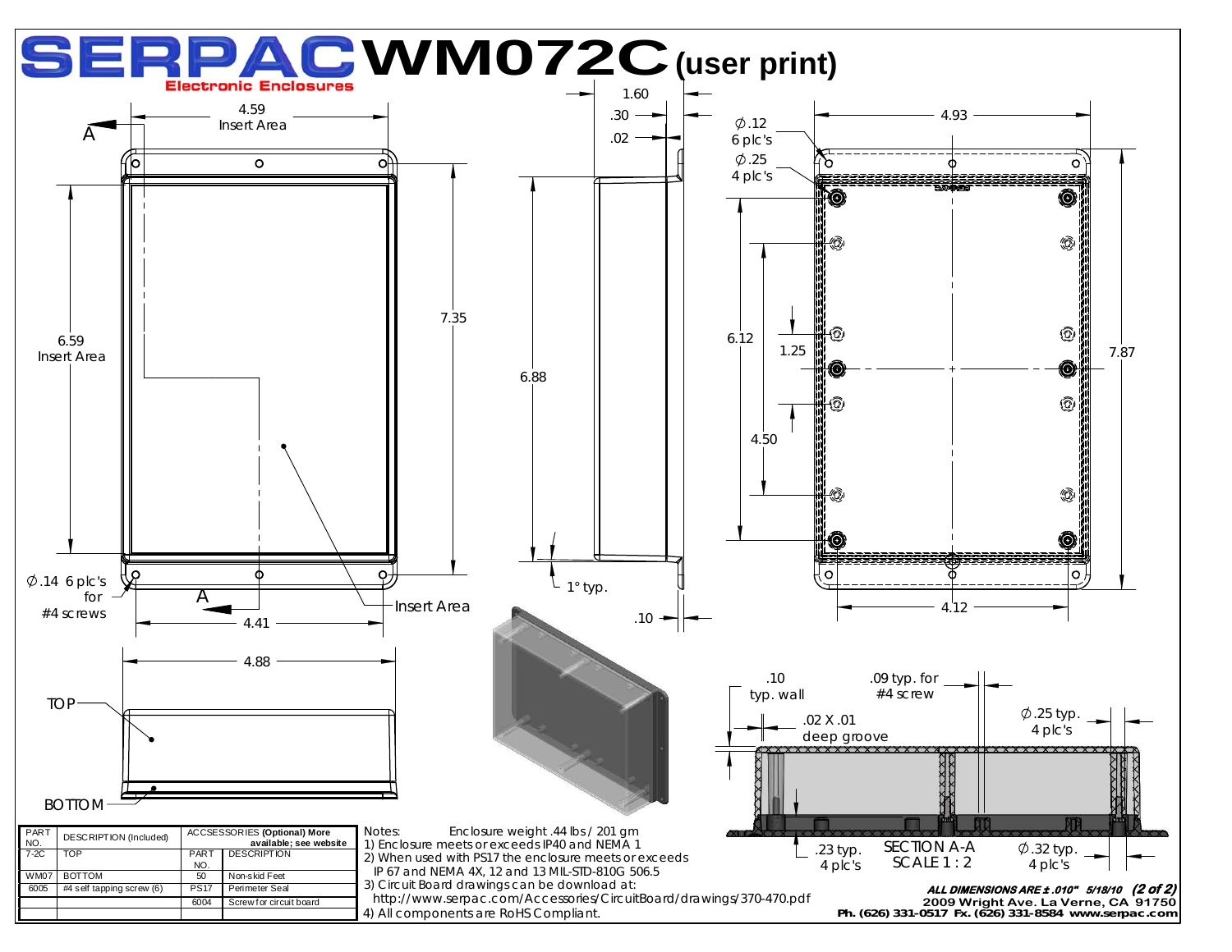# SERPAC WM072C (user print)

Electronic Enclosures

4.59
Insert Area

A

7.35

6.59
Insert Area

$\varnothing$.14 6 plc's
for
#4 screws

A

4.41

Insert Area

1.60
.30
.02

6.88

1° typ.

.10

$\varnothing$.12
6 plc's
$\varnothing$.25
4 plc's

4.93

6.12

1.25

4.50

7.87

4.12

4.88

TOP

BOTTOM

.10
typ. wall

.09 typ. for
#4 screw

.02 X .01
deep groove

$\varnothing$.25 typ.
4 plc's

.23 typ.
4 plc's

SECTION A-A
SCALE 1 : 2

$\varnothing$.32 typ.
4 plc's

| PART NO. | DESCRIPTION (Included) | ACCSESSORIES **(Optional) More available; see website** | |
|---|---|---|---|
| 7-2C | TOP | PART NO. | DESCRIPTION |
| WM07 | BOTTOM | 50 | Non-skid Feet |
| 6005 | #4 self tapping screw (6) | PS17 | Perimeter Seal |
| | | 6004 | Screw for circuit board |

Notes: Enclosure weight .44 lbs / 201 gm
1) Enclosure meets or exceeds IP40 and NEMA 1
2) When used with PS17 the enclosure meets or exceeds IP 67 and NEMA 4X, 12 and 13 MIL-STD-810G 506.5
3) Circuit Board drawings can be download at: http://www.serpac.com/Accessories/CircuitBoard/drawings/370-470.pdf
4) All components are RoHS Compliant.

***ALL DIMENSIONS ARE ± .010" 5/18/10***

**2009 Wright Ave. La Verne, CA 91750**
**Ph. (626) 331-0517 Fx. (626) 331-8584 www.serpac.com**